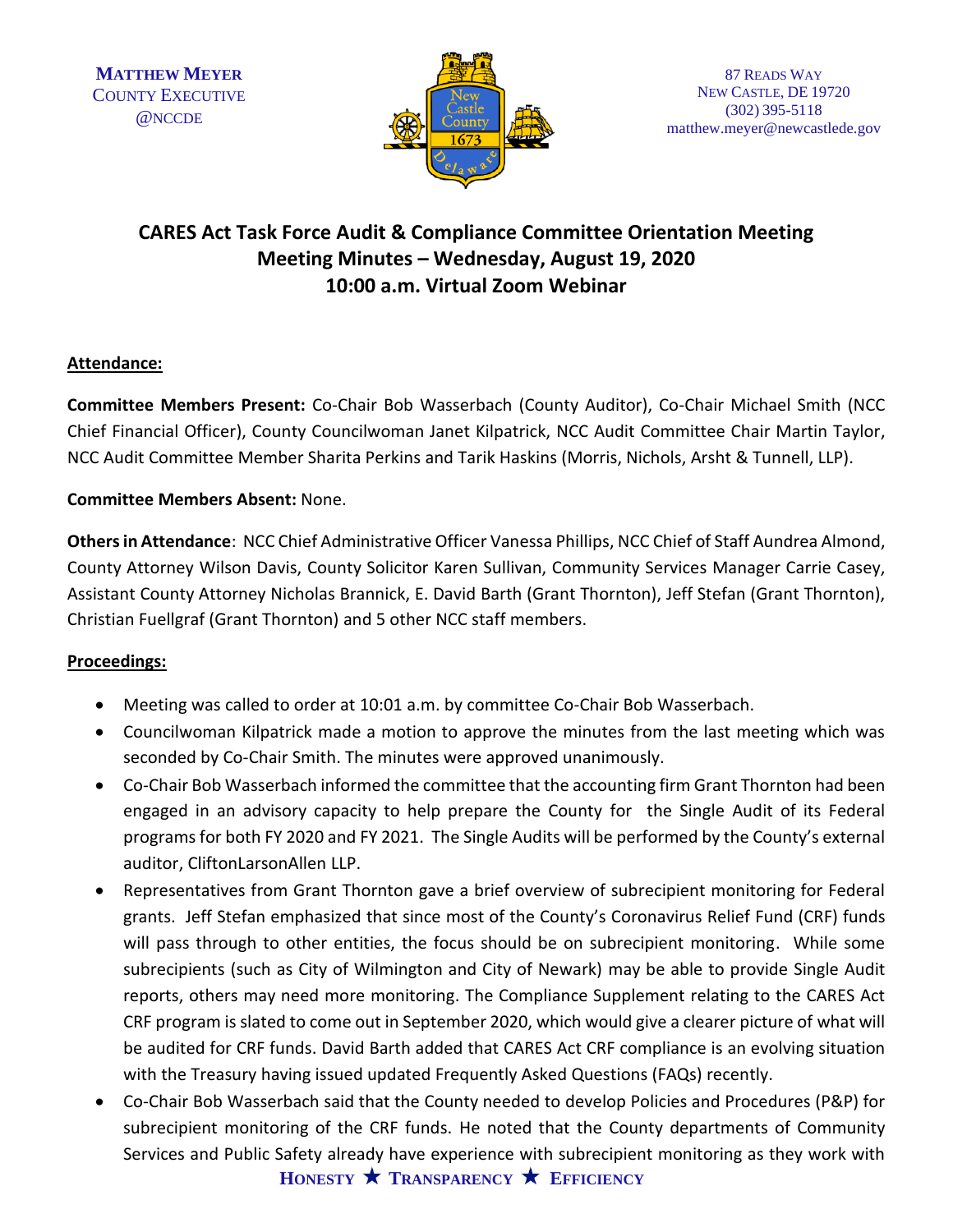**Matthew Meyer**
County Executive
@NCCDE

87 Reads Way
New Castle, DE 19720
(302) 395-5118
matthew.meyer@newcastlede.gov

# CARES Act Task Force Audit & Compliance Committee Orientation Meeting
## Meeting Minutes – Wednesday, August 19, 2020
## 10:00 a.m. Virtual Zoom Webinar

**Attendance:**

**Committee Members Present:** Co-Chair Bob Wasserbach (County Auditor), Co-Chair Michael Smith (NCC Chief Financial Officer), County Councilwoman Janet Kilpatrick, NCC Audit Committee Chair Martin Taylor, NCC Audit Committee Member Sharita Perkins and Tarik Haskins (Morris, Nichols, Arsht & Tunnell, LLP).

**Committee Members Absent:** None.

**Others in Attendance**: NCC Chief Administrative Officer Vanessa Phillips, NCC Chief of Staff Aundrea Almond, County Attorney Wilson Davis, County Solicitor Karen Sullivan, Community Services Manager Carrie Casey, Assistant County Attorney Nicholas Brannick, E. David Barth (Grant Thornton), Jeff Stefan (Grant Thornton), Christian Fuellgraf (Grant Thornton) and 5 other NCC staff members.

**Proceedings:**

- Meeting was called to order at 10:01 a.m. by committee Co-Chair Bob Wasserbach.
- Councilwoman Kilpatrick made a motion to approve the minutes from the last meeting which was seconded by Co-Chair Smith. The minutes were approved unanimously.
- Co-Chair Bob Wasserbach informed the committee that the accounting firm Grant Thornton had been engaged in an advisory capacity to help prepare the County for the Single Audit of its Federal programs for both FY 2020 and FY 2021. The Single Audits will be performed by the County's external auditor, CliftonLarsonAllen LLP.
- Representatives from Grant Thornton gave a brief overview of subrecipient monitoring for Federal grants. Jeff Stefan emphasized that since most of the County's Coronavirus Relief Fund (CRF) funds will pass through to other entities, the focus should be on subrecipient monitoring. While some subrecipients (such as City of Wilmington and City of Newark) may be able to provide Single Audit reports, others may need more monitoring. The Compliance Supplement relating to the CARES Act CRF program is slated to come out in September 2020, which would give a clearer picture of what will be audited for CRF funds. David Barth added that CARES Act CRF compliance is an evolving situation with the Treasury having issued updated Frequently Asked Questions (FAQs) recently.
- Co-Chair Bob Wasserbach said that the County needed to develop Policies and Procedures (P&P) for subrecipient monitoring of the CRF funds. He noted that the County departments of Community Services and Public Safety already have experience with subrecipient monitoring as they work with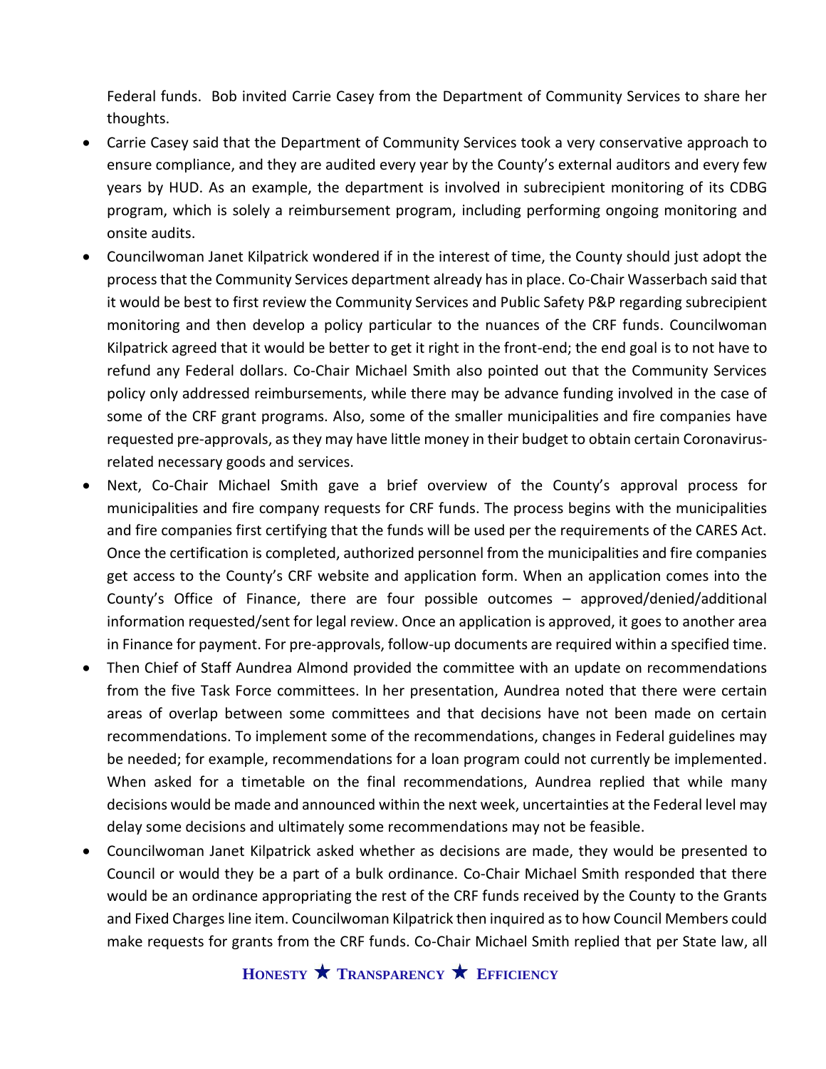Federal funds. Bob invited Carrie Casey from the Department of Community Services to share her thoughts.

- Carrie Casey said that the Department of Community Services took a very conservative approach to ensure compliance, and they are audited every year by the County's external auditors and every few years by HUD. As an example, the department is involved in subrecipient monitoring of its CDBG program, which is solely a reimbursement program, including performing ongoing monitoring and onsite audits.
- Councilwoman Janet Kilpatrick wondered if in the interest of time, the County should just adopt the process that the Community Services department already has in place. Co-Chair Wasserbach said that it would be best to first review the Community Services and Public Safety P&P regarding subrecipient monitoring and then develop a policy particular to the nuances of the CRF funds. Councilwoman Kilpatrick agreed that it would be better to get it right in the front-end; the end goal is to not have to refund any Federal dollars. Co-Chair Michael Smith also pointed out that the Community Services policy only addressed reimbursements, while there may be advance funding involved in the case of some of the CRF grant programs. Also, some of the smaller municipalities and fire companies have requested pre-approvals, as they may have little money in their budget to obtain certain Coronavirus-related necessary goods and services.
- Next, Co-Chair Michael Smith gave a brief overview of the County's approval process for municipalities and fire company requests for CRF funds. The process begins with the municipalities and fire companies first certifying that the funds will be used per the requirements of the CARES Act. Once the certification is completed, authorized personnel from the municipalities and fire companies get access to the County's CRF website and application form. When an application comes into the County's Office of Finance, there are four possible outcomes – approved/denied/additional information requested/sent for legal review. Once an application is approved, it goes to another area in Finance for payment. For pre-approvals, follow-up documents are required within a specified time.
- Then Chief of Staff Aundrea Almond provided the committee with an update on recommendations from the five Task Force committees. In her presentation, Aundrea noted that there were certain areas of overlap between some committees and that decisions have not been made on certain recommendations. To implement some of the recommendations, changes in Federal guidelines may be needed; for example, recommendations for a loan program could not currently be implemented. When asked for a timetable on the final recommendations, Aundrea replied that while many decisions would be made and announced within the next week, uncertainties at the Federal level may delay some decisions and ultimately some recommendations may not be feasible.
- Councilwoman Janet Kilpatrick asked whether as decisions are made, they would be presented to Council or would they be a part of a bulk ordinance. Co-Chair Michael Smith responded that there would be an ordinance appropriating the rest of the CRF funds received by the County to the Grants and Fixed Charges line item. Councilwoman Kilpatrick then inquired as to how Council Members could make requests for grants from the CRF funds. Co-Chair Michael Smith replied that per State law, all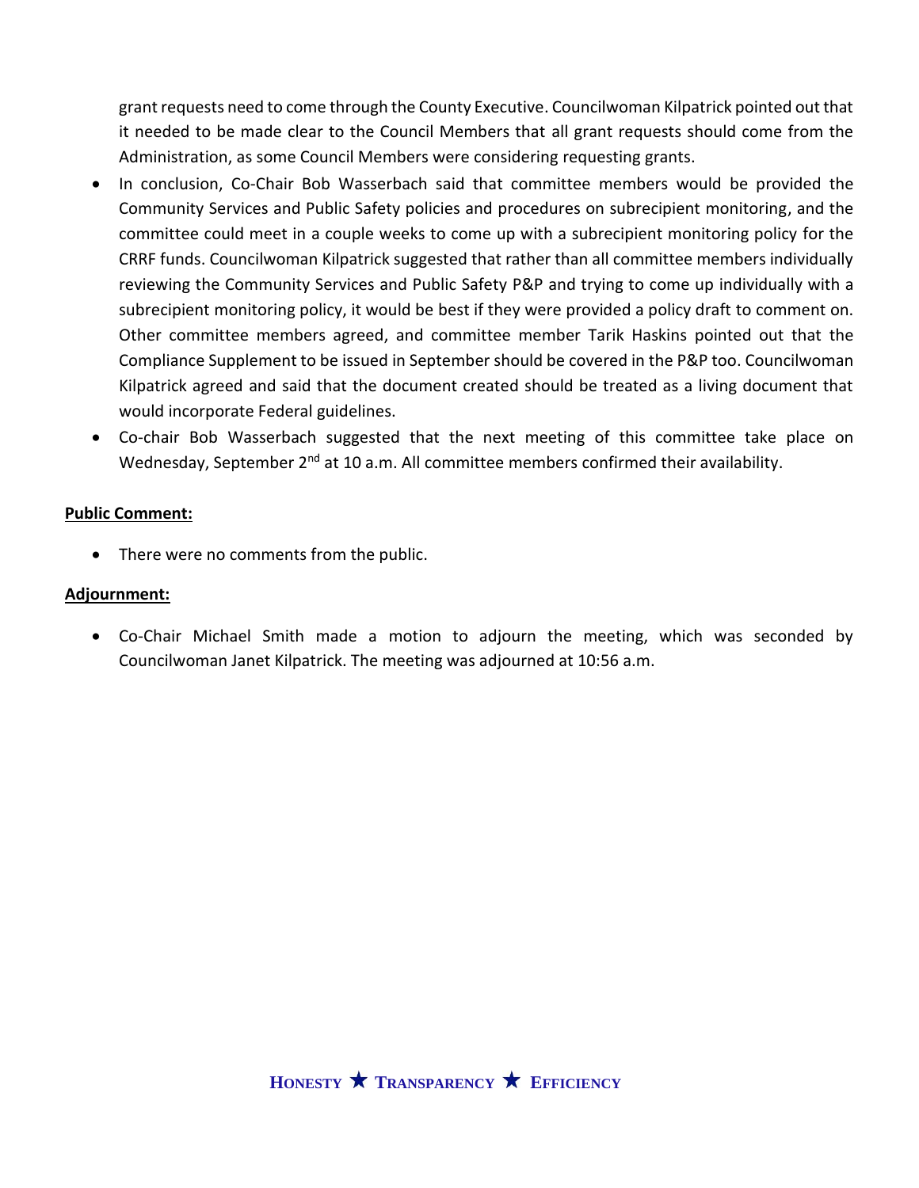grant requests need to come through the County Executive. Councilwoman Kilpatrick pointed out that it needed to be made clear to the Council Members that all grant requests should come from the Administration, as some Council Members were considering requesting grants.

- In conclusion, Co-Chair Bob Wasserbach said that committee members would be provided the Community Services and Public Safety policies and procedures on subrecipient monitoring, and the committee could meet in a couple weeks to come up with a subrecipient monitoring policy for the CRRF funds. Councilwoman Kilpatrick suggested that rather than all committee members individually reviewing the Community Services and Public Safety P&P and trying to come up individually with a subrecipient monitoring policy, it would be best if they were provided a policy draft to comment on. Other committee members agreed, and committee member Tarik Haskins pointed out that the Compliance Supplement to be issued in September should be covered in the P&P too. Councilwoman Kilpatrick agreed and said that the document created should be treated as a living document that would incorporate Federal guidelines.
- Co-chair Bob Wasserbach suggested that the next meeting of this committee take place on Wednesday, September 2nd at 10 a.m. All committee members confirmed their availability.

**Public Comment:**

- There were no comments from the public.

**Adjournment:**

- Co-Chair Michael Smith made a motion to adjourn the meeting, which was seconded by Councilwoman Janet Kilpatrick. The meeting was adjourned at 10:56 a.m.

**HONESTY ★ TRANSPARENCY ★ EFFICIENCY**